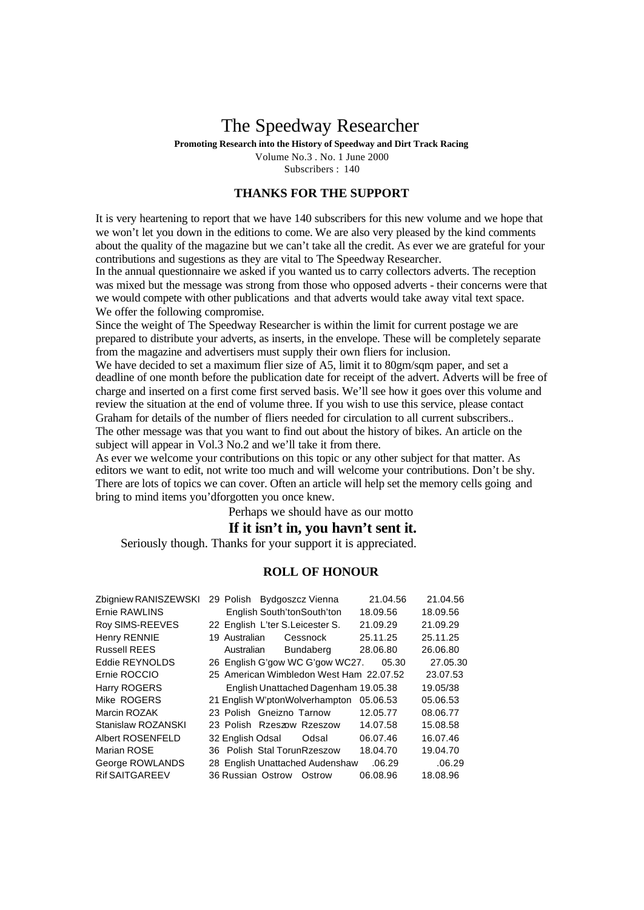# The Speedway Researcher

**Promoting Research into the History of Speedway and Dirt Track Racing**

Volume No.3 . No. 1 June 2000

Subscribers : 140

## THANKS FOR THE SUPPORT

It is very heartening to report that we have 140 subscribers for this new volume and we hope that we won't let you down in the editions to come. We are also very pleased by the kind comments about the quality of the magazine but we can't take all the credit. As ever we are grateful for your contributions and sugestions as they are vital to The Speedway Researcher.

In the annual questionnaire we asked if you wanted us to carry collectors adverts. The reception was mixed but the message was strong from those who opposed adverts - their concerns were that we would compete with other publications and that adverts would take away vital text space.

We offer the following compromise.

Since the weight of The Speedway Researcher is within the limit for current postage we are prepared to distribute your adverts, as inserts, in the envelope. These will be completely separate from the magazine and advertisers must supply their own fliers for inclusion.

We have decided to set a maximum flier size of A5, limit it to 80gm/sqm paper, and set a deadline of one month before the publication date for receipt of the advert. Adverts will be free of charge and inserted on a first come first served basis. We'll see how it goes over this volume and review the situation at the end of volume three. If you wish to use this service, please contact Graham for details of the number of fliers needed for circulation to all current subscribers..

The other message was that you want to find out about the history of bikes. An article on the subject will appear in Vol.3 No.2 and we'll take it from there.

As ever we welcome your contributions on this topic or any other subject for that matter. As editors we want to edit, not write too much and will welcome your contributions. Don't be shy. There are lots of topics we can cover. Often an article will help set the memory cells going and bring to mind items you'dforgotten you once knew.

Perhaps we should have as our motto

**If it isn't in, you havn't sent it.**

Seriously though. Thanks for your support it is appreciated.

## ROLL OF HONOUR

| Name | Age | Nationality | Team | Venue | Date | Date |
|---|---|---|---|---|---|---|
| Zbigniew RANISZEWSKI | 29 | Polish | Bydgoszcz | Vienna | 21.04.56 | 21.04.56 |
| Ernie RAWLINS | | English | South'ton | South'ton | 18.09.56 | 18.09.56 |
| Roy SIMS-REEVES | 22 | English | L'ter S. | Leicester S. | 21.09.29 | 21.09.29 |
| Henry RENNIE | 19 | Australian | | Cessnock | 25.11.25 | 25.11.25 |
| Russell REES | | Australian | | Bundaberg | 28.06.80 | 26.06.80 |
| Eddie REYNOLDS | 26 | English | G'gow WC | G'gow WC | 27.05.30 | 27.05.30 |
| Ernie ROCCIO | 25 | American | Wimbledon | West Ham | 22.07.52 | 23.07.53 |
| Harry ROGERS | | English | Unattached | Dagenham | 19.05.38 | 19.05/38 |
| Mike ROGERS | 21 | English | W'pton | Wolverhampton | 05.06.53 | 05.06.53 |
| Marcin ROZAK | 23 | Polish | Gneizno | Tarnow | 12.05.77 | 08.06.77 |
| Stanislaw ROZANSKI | 23 | Polish | Rzeszow | Rzeszow | 14.07.58 | 15.08.58 |
| Albert ROSENFELD | 32 | English | Odsal | Odsal | 06.07.46 | 16.07.46 |
| Marian ROSE | 36 | Polish | Stal Torun | Rzeszow | 18.04.70 | 19.04.70 |
| George ROWLANDS | 28 | English | Unattached | Audenshaw | .06.29 | .06.29 |
| Rif SAITGAREEV | 36 | Russian | Ostrow | Ostrow | 06.08.96 | 18.08.96 |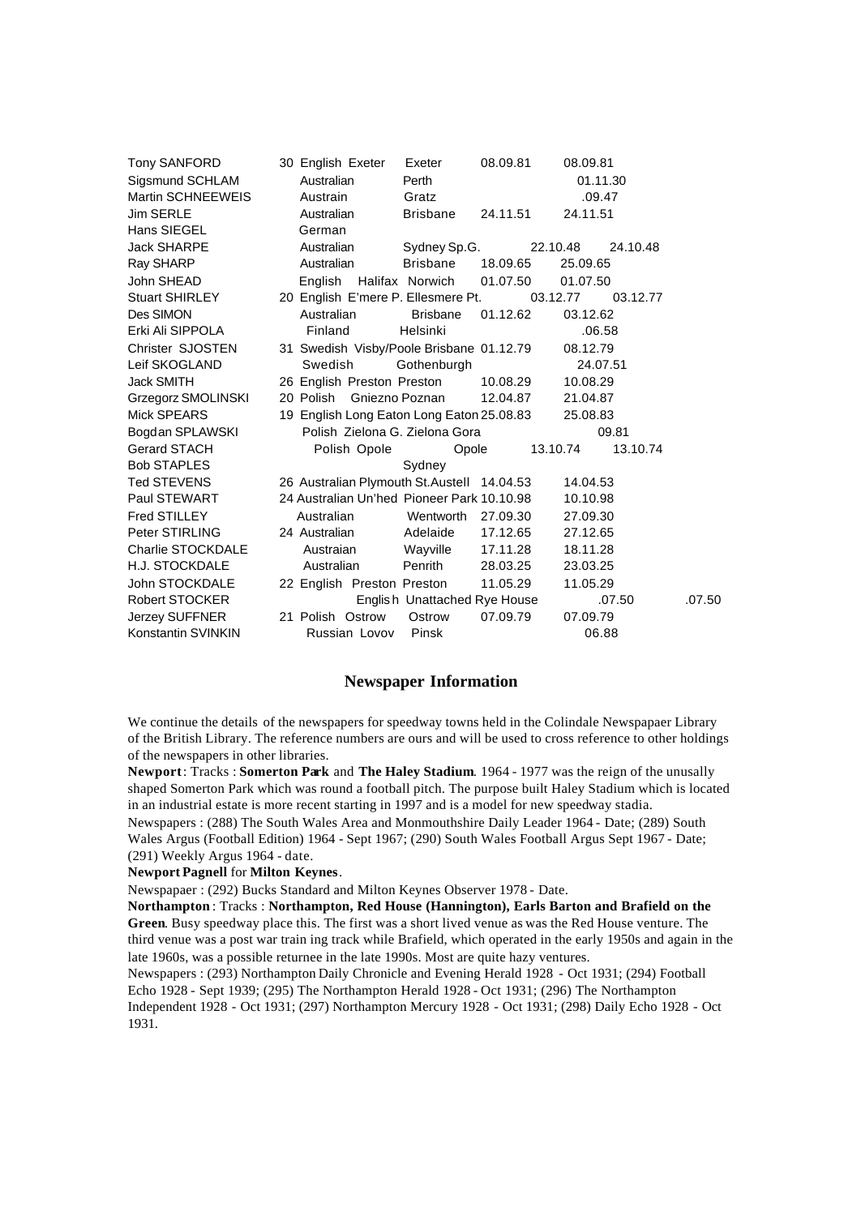| | | | | | | | |
|---|---|---|---|---|---|---|---|
| Tony SANFORD | 30 | English | Exeter | Exeter | 08.09.81 | 08.09.81 | |
| Sigsmund SCHLAM | | Australian | | Perth | | 01.11.30 | |
| Martin SCHNEEWEIS | | Austrain | | Gratz | | .09.47 | |
| Jim SERLE | | Australian | | Brisbane | 24.11.51 | 24.11.51 | |
| Hans SIEGEL | | German | | | | | |
| Jack SHARPE | | Australian | | Sydney Sp.G. | 22.10.48 | 24.10.48 | |
| Ray SHARP | | Australian | | Brisbane | 18.09.65 | 25.09.65 | |
| John SHEAD | | English | Halifax | Norwich | 01.07.50 | 01.07.50 | |
| Stuart SHIRLEY | 20 | English | E'mere P. | Ellesmere Pt. | 03.12.77 | 03.12.77 | |
| Des SIMON | | Australian | | Brisbane | 01.12.62 | 03.12.62 | |
| Erki Ali SIPPOLA | | Finland | | Helsinki | | .06.58 | |
| Christer SJOSTEN | 31 | Swedish | Visby/Poole | Brisbane | 01.12.79 | 08.12.79 | |
| Leif SKOGLAND | | Swedish | | Gothenburgh | | 24.07.51 | |
| Jack SMITH | 26 | English | Preston | Preston | 10.08.29 | 10.08.29 | |
| Grzegorz SMOLINSKI | 20 | Polish | Gniezno | Poznan | 12.04.87 | 21.04.87 | |
| Mick SPEARS | 19 | English | Long Eaton | Long Eaton | 25.08.83 | 25.08.83 | |
| Bogdan SPLAWSKI | | Polish | Zielona G. | Zielona Gora | | 09.81 | |
| Gerard STACH | | Polish | Opole | Opole | 13.10.74 | 13.10.74 | |
| Bob STAPLES | | | | Sydney | | | |
| Ted STEVENS | 26 | Australian | Plymouth | St.Austell | 14.04.53 | 14.04.53 | |
| Paul STEWART | 24 | Australian | Un'hed | Pioneer Park | 10.10.98 | 10.10.98 | |
| Fred STILLEY | | Australian | | Wentworth | 27.09.30 | 27.09.30 | |
| Peter STIRLING | 24 | Australian | | Adelaide | 17.12.65 | 27.12.65 | |
| Charlie STOCKDALE | | Austraian | | Wayville | 17.11.28 | 18.11.28 | |
| H.J. STOCKDALE | | Australian | | Penrith | 28.03.25 | 23.03.25 | |
| John STOCKDALE | 22 | English | Preston | Preston | 11.05.29 | 11.05.29 | |
| Robert STOCKER | | English | Unattached | Rye House | | .07.50 | .07.50 |
| Jerzey SUFFNER | 21 | Polish | Ostrow | Ostrow | 07.09.79 | 07.09.79 | |
| Konstantin SVINKIN | | Russian | Lovov | Pinsk | | 06.88 | |

## Newspaper Information

We continue the details of the newspapers for speedway towns held in the Colindale Newspapaer Library of the British Library. The reference numbers are ours and will be used to cross reference to other holdings of the newspapers in other libraries.

**Newport**: Tracks : **Somerton Park** and **The Haley Stadium**. 1964 - 1977 was the reign of the unusally shaped Somerton Park which was round a football pitch. The purpose built Haley Stadium which is located in an industrial estate is more recent starting in 1997 and is a model for new speedway stadia.

Newspapers : (288) The South Wales Area and Monmouthshire Daily Leader 1964 - Date; (289) South Wales Argus (Football Edition) 1964 - Sept 1967; (290) South Wales Football Argus Sept 1967 - Date; (291) Weekly Argus 1964 - date.

**Newport Pagnell** for **Milton Keynes**.

Newspapaer : (292) Bucks Standard and Milton Keynes Observer 1978 - Date.

**Northampton** : Tracks : **Northampton, Red House (Hannington), Earls Barton and Brafield on the Green**. Busy speedway place this. The first was a short lived venue as was the Red House venture. The third venue was a post war train ing track while Brafield, which operated in the early 1950s and again in the late 1960s, was a possible returnee in the late 1990s. Most are quite hazy ventures.

Newspapers : (293) Northampton Daily Chronicle and Evening Herald 1928 - Oct 1931; (294) Football Echo 1928 - Sept 1939; (295) The Northampton Herald 1928 - Oct 1931; (296) The Northampton Independent 1928 - Oct 1931; (297) Northampton Mercury 1928 - Oct 1931; (298) Daily Echo 1928 - Oct 1931.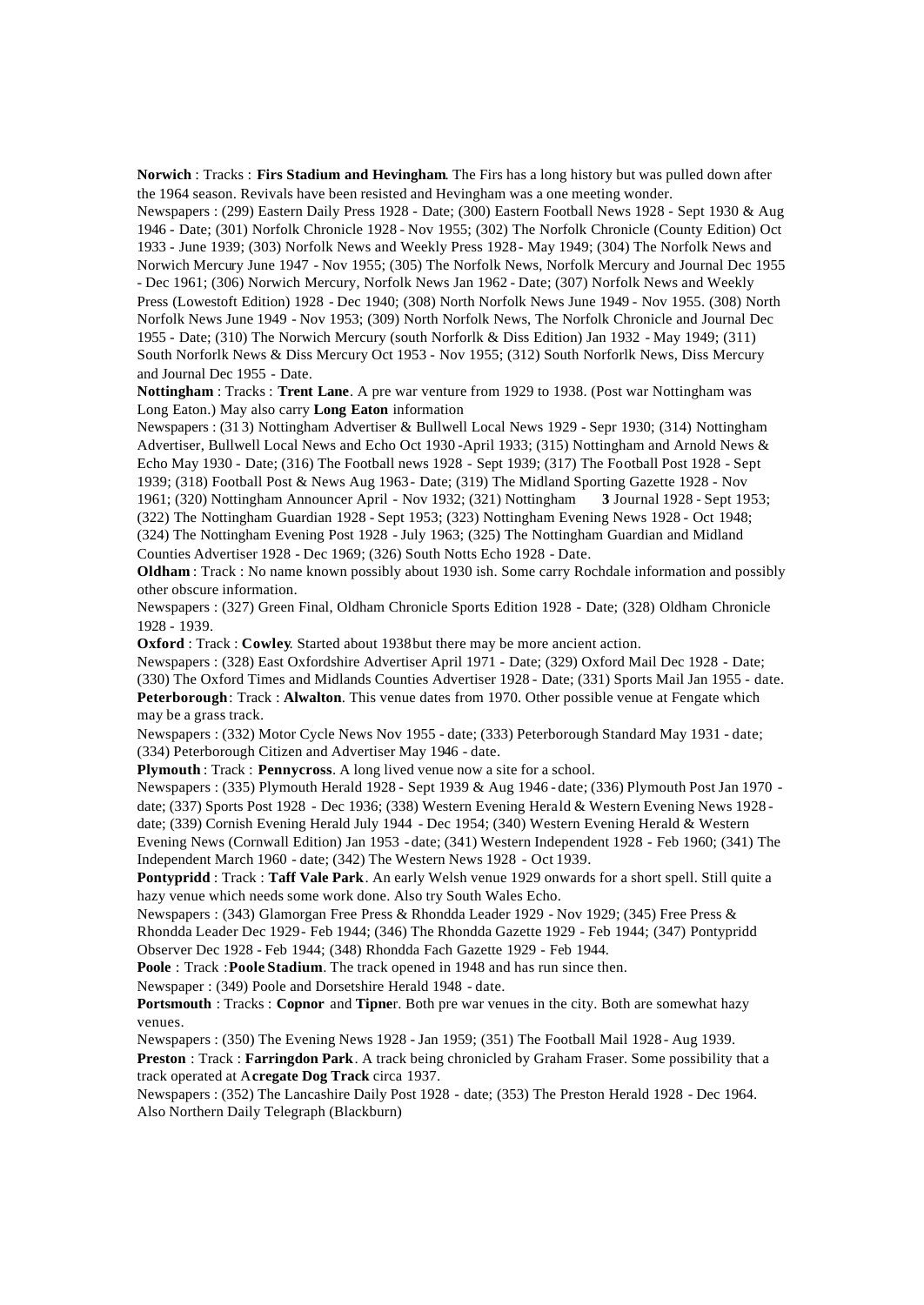**Norwich** : Tracks : **Firs Stadium and Hevingham**. The Firs has a long history but was pulled down after the 1964 season. Revivals have been resisted and Hevingham was a one meeting wonder.

Newspapers : (299) Eastern Daily Press 1928 - Date; (300) Eastern Football News 1928 - Sept 1930 & Aug 1946 - Date; (301) Norfolk Chronicle 1928 - Nov 1955; (302) The Norfolk Chronicle (County Edition) Oct 1933 - June 1939; (303) Norfolk News and Weekly Press 1928 - May 1949; (304) The Norfolk News and Norwich Mercury June 1947 - Nov 1955; (305) The Norfolk News, Norfolk Mercury and Journal Dec 1955 - Dec 1961; (306) Norwich Mercury, Norfolk News Jan 1962 - Date; (307) Norfolk News and Weekly Press (Lowestoft Edition) 1928 - Dec 1940; (308) North Norfolk News June 1949 - Nov 1955. (308) North Norfolk News June 1949 - Nov 1953; (309) North Norfolk News, The Norfolk Chronicle and Journal Dec 1955 - Date; (310) The Norwich Mercury (south Norforlk & Diss Edition) Jan 1932 - May 1949; (311) South Norforlk News & Diss Mercury Oct 1953 - Nov 1955; (312) South Norforlk News, Diss Mercury and Journal Dec 1955 - Date.

**Nottingham** : Tracks : **Trent Lane**. A pre war venture from 1929 to 1938. (Post war Nottingham was Long Eaton.) May also carry **Long Eaton** information

Newspapers : (313) Nottingham Advertiser & Bullwell Local News 1929 - Sepr 1930; (314) Nottingham Advertiser, Bullwell Local News and Echo Oct 1930 -April 1933; (315) Nottingham and Arnold News & Echo May 1930 - Date; (316) The Football news 1928 - Sept 1939; (317) The Football Post 1928 - Sept 1939; (318) Football Post & News Aug 1963 - Date; (319) The Midland Sporting Gazette 1928 - Nov 1961; (320) Nottingham Announcer April - Nov 1932; (321) Nottingham **3** Journal 1928 - Sept 1953; (322) The Nottingham Guardian 1928 - Sept 1953; (323) Nottingham Evening News 1928 - Oct 1948; (324) The Nottingham Evening Post 1928 - July 1963; (325) The Nottingham Guardian and Midland Counties Advertiser 1928 - Dec 1969; (326) South Notts Echo 1928 - Date.

**Oldham** : Track : No name known possibly about 1930 ish. Some carry Rochdale information and possibly other obscure information.

Newspapers : (327) Green Final, Oldham Chronicle Sports Edition 1928 - Date; (328) Oldham Chronicle 1928 - 1939.

**Oxford** : Track : **Cowley**. Started about 1938 but there may be more ancient action.

Newspapers : (328) East Oxfordshire Advertiser April 1971 - Date; (329) Oxford Mail Dec 1928 - Date; (330) The Oxford Times and Midlands Counties Advertiser 1928 - Date; (331) Sports Mail Jan 1955 - date.

**Peterborough**: Track : **Alwalton**. This venue dates from 1970. Other possible venue at Fengate which may be a grass track.

Newspapers : (332) Motor Cycle News Nov 1955 - date; (333) Peterborough Standard May 1931 - date; (334) Peterborough Citizen and Advertiser May 1946 - date.

**Plymouth** : Track : **Pennycross**. A long lived venue now a site for a school.

Newspapers : (335) Plymouth Herald 1928 - Sept 1939 & Aug 1946 - date; (336) Plymouth Post Jan 1970 - date; (337) Sports Post 1928 - Dec 1936; (338) Western Evening Herald & Western Evening News 1928 - date; (339) Cornish Evening Herald July 1944 - Dec 1954; (340) Western Evening Herald & Western Evening News (Cornwall Edition) Jan 1953 - date; (341) Western Independent 1928 - Feb 1960; (341) The Independent March 1960 - date; (342) The Western News 1928 - Oct 1939.

**Pontypridd** : Track : **Taff Vale Park**. An early Welsh venue 1929 onwards for a short spell. Still quite a hazy venue which needs some work done. Also try South Wales Echo.

Newspapers : (343) Glamorgan Free Press & Rhondda Leader 1929 - Nov 1929; (345) Free Press & Rhondda Leader Dec 1929 - Feb 1944; (346) The Rhondda Gazette 1929 - Feb 1944; (347) Pontypridd Observer Dec 1928 - Feb 1944; (348) Rhondda Fach Gazette 1929 - Feb 1944.

**Poole** : Track : **Poole Stadium**. The track opened in 1948 and has run since then.

Newspaper : (349) Poole and Dorsetshire Herald 1948 - date.

**Portsmouth** : Tracks : **Copnor** and **Tipne**r. Both pre war venues in the city. Both are somewhat hazy venues.

Newspapers : (350) The Evening News 1928 - Jan 1959; (351) The Football Mail 1928 - Aug 1939.

**Preston** : Track : **Farringdon Park**. A track being chronicled by Graham Fraser. Some possibility that a track operated at A**cregate Dog Track** circa 1937.

Newspapers : (352) The Lancashire Daily Post 1928 - date; (353) The Preston Herald 1928 - Dec 1964. Also Northern Daily Telegraph (Blackburn)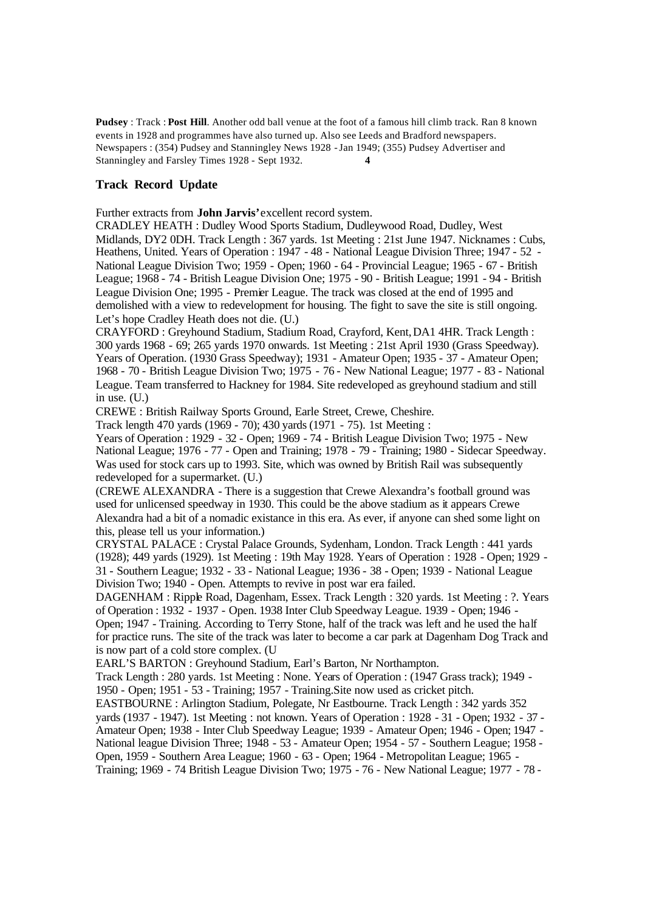**Pudsey** : Track : **Post Hill**. Another odd ball venue at the foot of a famous hill climb track. Ran 8 known events in 1928 and programmes have also turned up. Also see Leeds and Bradford newspapers. Newspapers : (354) Pudsey and Stanningley News 1928 - Jan 1949; (355) Pudsey Advertiser and Stanningley and Farsley Times 1928 - Sept 1932.

## Track Record Update

Further extracts from **John Jarvis'** excellent record system.

CRADLEY HEATH : Dudley Wood Sports Stadium, Dudleywood Road, Dudley, West Midlands, DY2 0DH. Track Length : 367 yards. 1st Meeting : 21st June 1947. Nicknames : Cubs, Heathens, United. Years of Operation : 1947 - 48 - National League Division Three; 1947 - 52 - National League Division Two; 1959 - Open; 1960 - 64 - Provincial League; 1965 - 67 - British League; 1968 - 74 - British League Division One; 1975 - 90 - British League; 1991 - 94 - British League Division One; 1995 - Premier League. The track was closed at the end of 1995 and demolished with a view to redevelopment for housing. The fight to save the site is still ongoing. Let's hope Cradley Heath does not die. (U.)

CRAYFORD : Greyhound Stadium, Stadium Road, Crayford, Kent, DA1 4HR. Track Length : 300 yards 1968 - 69; 265 yards 1970 onwards. 1st Meeting : 21st April 1930 (Grass Speedway). Years of Operation. (1930 Grass Speedway); 1931 - Amateur Open; 1935 - 37 - Amateur Open; 1968 - 70 - British League Division Two; 1975 - 76 - New National League; 1977 - 83 - National League. Team transferred to Hackney for 1984. Site redeveloped as greyhound stadium and still in use. (U.)

CREWE : British Railway Sports Ground, Earle Street, Crewe, Cheshire.
Track length 470 yards (1969 - 70); 430 yards (1971 - 75). 1st Meeting :
Years of Operation : 1929 - 32 - Open; 1969 - 74 - British League Division Two; 1975 - New National League; 1976 - 77 - Open and Training; 1978 - 79 - Training; 1980 - Sidecar Speedway. Was used for stock cars up to 1993. Site, which was owned by British Rail was subsequently redeveloped for a supermarket. (U.)

(CREWE ALEXANDRA - There is a suggestion that Crewe Alexandra's football ground was used for unlicensed speedway in 1930. This could be the above stadium as it appears Crewe Alexandra had a bit of a nomadic existance in this era. As ever, if anyone can shed some light on this, please tell us your information.)

CRYSTAL PALACE : Crystal Palace Grounds, Sydenham, London. Track Length : 441 yards (1928); 449 yards (1929). 1st Meeting : 19th May 1928. Years of Operation : 1928 - Open; 1929 - 31 - Southern League; 1932 - 33 - National League; 1936 - 38 - Open; 1939 - National League Division Two; 1940 - Open. Attempts to revive in post war era failed.

DAGENHAM : Ripple Road, Dagenham, Essex. Track Length : 320 yards. 1st Meeting : ?. Years of Operation : 1932 - 1937 - Open. 1938 Inter Club Speedway League. 1939 - Open; 1946 - Open; 1947 - Training. According to Terry Stone, half of the track was left and he used the half for practice runs. The site of the track was later to become a car park at Dagenham Dog Track and is now part of a cold store complex. (U

EARL'S BARTON : Greyhound Stadium, Earl's Barton, Nr Northampton.
Track Length : 280 yards. 1st Meeting : None. Years of Operation : (1947 Grass track); 1949 - 1950 - Open; 1951 - 53 - Training; 1957 - Training.Site now used as cricket pitch.

EASTBOURNE : Arlington Stadium, Polegate, Nr Eastbourne. Track Length : 342 yards 352 yards (1937 - 1947). 1st Meeting : not known. Years of Operation : 1928 - 31 - Open; 1932 - 37 - Amateur Open; 1938 - Inter Club Speedway League; 1939 - Amateur Open; 1946 - Open; 1947 - National league Division Three; 1948 - 53 - Amateur Open; 1954 - 57 - Southern League; 1958 - Open, 1959 - Southern Area League; 1960 - 63 - Open; 1964 - Metropolitan League; 1965 - Training; 1969 - 74 British League Division Two; 1975 - 76 - New National League; 1977 - 78 -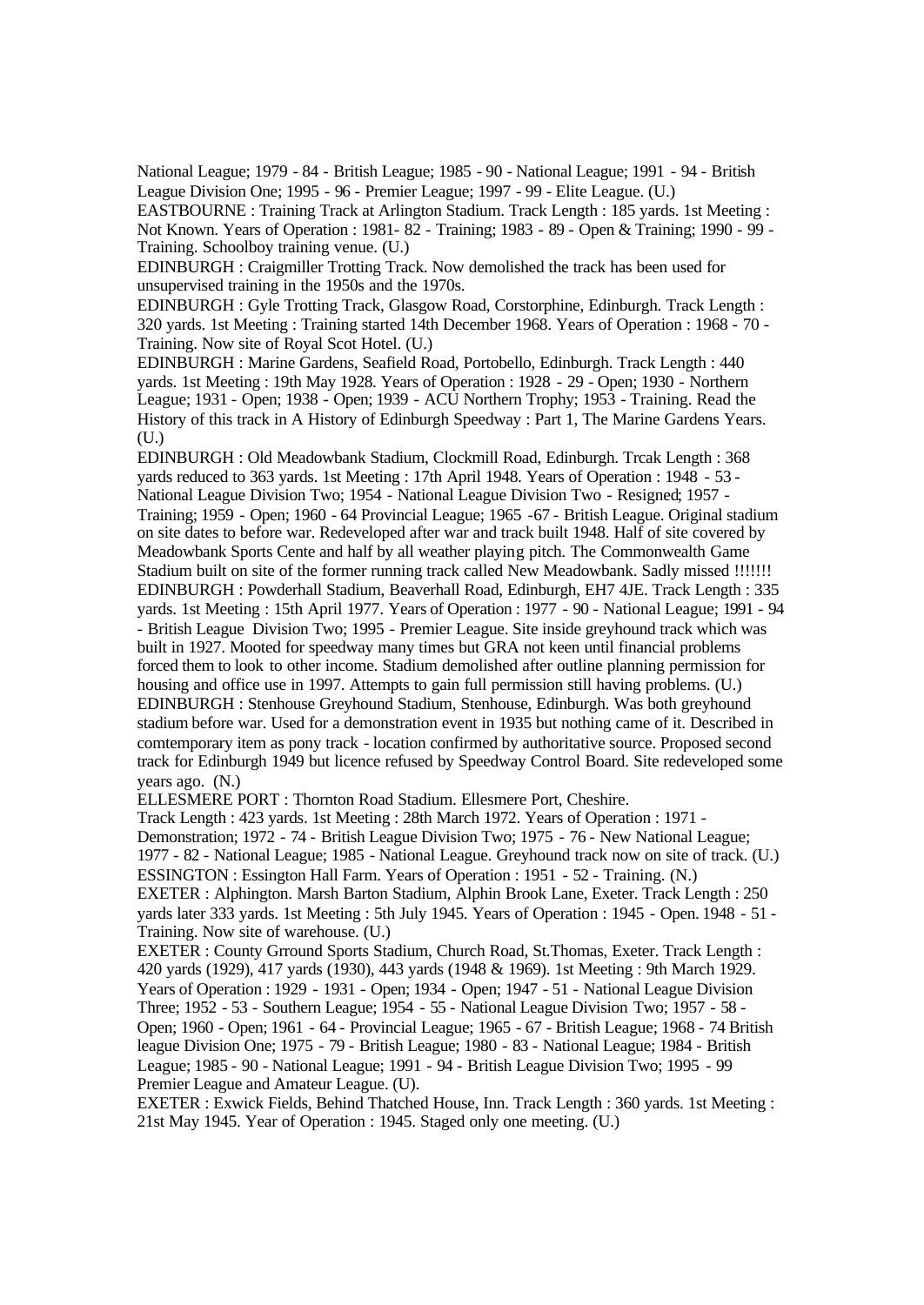National League; 1979 - 84 - British League; 1985 - 90 - National League; 1991 - 94 - British League Division One; 1995 - 96 - Premier League; 1997 - 99 - Elite League. (U.)

EASTBOURNE : Training Track at Arlington Stadium. Track Length : 185 yards. 1st Meeting : Not Known. Years of Operation : 1981- 82 - Training; 1983 - 89 - Open & Training; 1990 - 99 - Training. Schoolboy training venue. (U.)

EDINBURGH : Craigmiller Trotting Track. Now demolished the track has been used for unsupervised training in the 1950s and the 1970s.

EDINBURGH : Gyle Trotting Track, Glasgow Road, Corstorphine, Edinburgh. Track Length : 320 yards. 1st Meeting : Training started 14th December 1968. Years of Operation : 1968 - 70 - Training. Now site of Royal Scot Hotel. (U.)

EDINBURGH : Marine Gardens, Seafield Road, Portobello, Edinburgh. Track Length : 440 yards. 1st Meeting : 19th May 1928. Years of Operation : 1928 - 29 - Open; 1930 - Northern League; 1931 - Open; 1938 - Open; 1939 - ACU Northern Trophy; 1953 - Training. Read the History of this track in A History of Edinburgh Speedway : Part 1, The Marine Gardens Years. (U.)

EDINBURGH : Old Meadowbank Stadium, Clockmill Road, Edinburgh. Trcak Length : 368 yards reduced to 363 yards. 1st Meeting : 17th April 1948. Years of Operation : 1948 - 53 - National League Division Two; 1954 - National League Division Two - Resigned; 1957 - Training; 1959 - Open; 1960 - 64 Provincial League; 1965 -67 - British League. Original stadium on site dates to before war. Redeveloped after war and track built 1948. Half of site covered by Meadowbank Sports Cente and half by all weather playing pitch. The Commonwealth Game Stadium built on site of the former running track called New Meadowbank. Sadly missed !!!!!!!

EDINBURGH : Powderhall Stadium, Beaverhall Road, Edinburgh, EH7 4JE. Track Length : 335 yards. 1st Meeting : 15th April 1977. Years of Operation : 1977 - 90 - National League; 1991 - 94 - British League Division Two; 1995 - Premier League. Site inside greyhound track which was built in 1927. Mooted for speedway many times but GRA not keen until financial problems forced them to look to other income. Stadium demolished after outline planning permission for housing and office use in 1997. Attempts to gain full permission still having problems. (U.)

EDINBURGH : Stenhouse Greyhound Stadium, Stenhouse, Edinburgh. Was both greyhound stadium before war. Used for a demonstration event in 1935 but nothing came of it. Described in comtemporary item as pony track - location confirmed by authoritative source. Proposed second track for Edinburgh 1949 but licence refused by Speedway Control Board. Site redeveloped some years ago. (N.)

ELLESMERE PORT : Thornton Road Stadium. Ellesmere Port, Cheshire.
Track Length : 423 yards. 1st Meeting : 28th March 1972. Years of Operation : 1971 - Demonstration; 1972 - 74 - British League Division Two; 1975 - 76 - New National League; 1977 - 82 - National League; 1985 - National League. Greyhound track now on site of track. (U.)

ESSINGTON : Essington Hall Farm. Years of Operation : 1951 - 52 - Training. (N.)

EXETER : Alphington. Marsh Barton Stadium, Alphin Brook Lane, Exeter. Track Length : 250 yards later 333 yards. 1st Meeting : 5th July 1945. Years of Operation : 1945 - Open. 1948 - 51 - Training. Now site of warehouse. (U.)

EXETER : County Grround Sports Stadium, Church Road, St.Thomas, Exeter. Track Length : 420 yards (1929), 417 yards (1930), 443 yards (1948 & 1969). 1st Meeting : 9th March 1929. Years of Operation : 1929 - 1931 - Open; 1934 - Open; 1947 - 51 - National League Division Three; 1952 - 53 - Southern League; 1954 - 55 - National League Division Two; 1957 - 58 - Open; 1960 - Open; 1961 - 64 - Provincial League; 1965 - 67 - British League; 1968 - 74 British league Division One; 1975 - 79 - British League; 1980 - 83 - National League; 1984 - British League; 1985 - 90 - National League; 1991 - 94 - British League Division Two; 1995 - 99 Premier League and Amateur League. (U).

EXETER : Exwick Fields, Behind Thatched House, Inn. Track Length : 360 yards. 1st Meeting : 21st May 1945. Year of Operation : 1945. Staged only one meeting. (U.)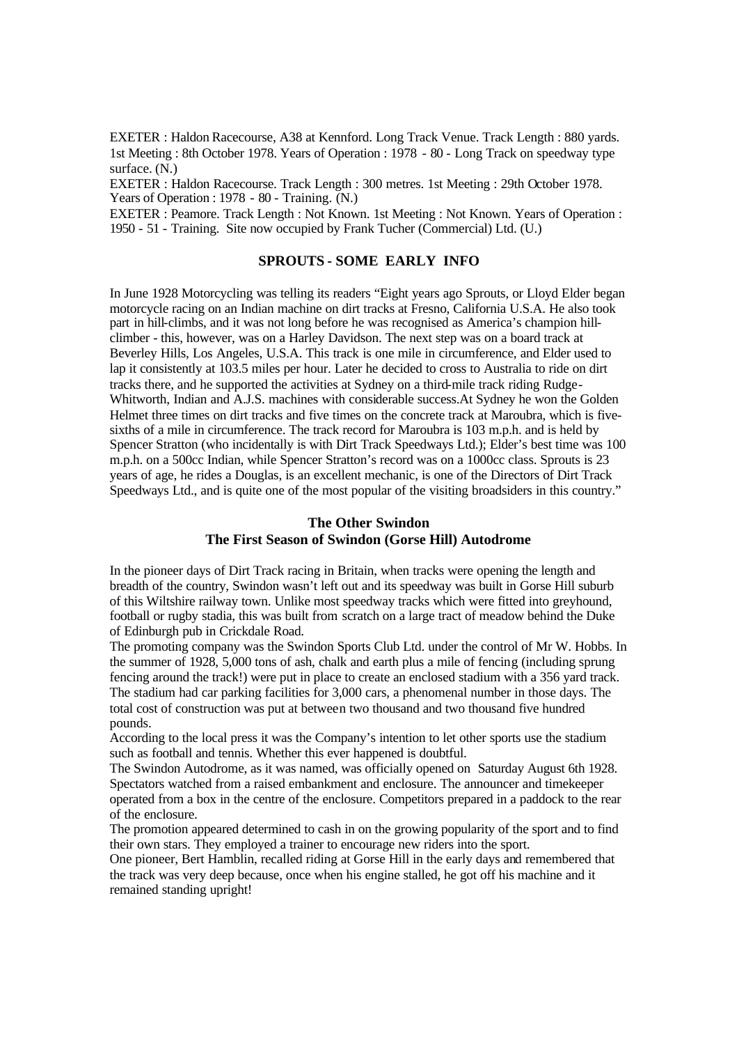EXETER : Haldon Racecourse, A38 at Kennford. Long Track Venue. Track Length : 880 yards. 1st Meeting : 8th October 1978. Years of Operation : 1978 - 80 - Long Track on speedway type surface. (N.)

EXETER : Haldon Racecourse. Track Length : 300 metres. 1st Meeting : 29th October 1978. Years of Operation : 1978 - 80 - Training. (N.)

EXETER : Peamore. Track Length : Not Known. 1st Meeting : Not Known. Years of Operation : 1950 - 51 - Training. Site now occupied by Frank Tucher (Commercial) Ltd. (U.)

## SPROUTS - SOME EARLY INFO

In June 1928 Motorcycling was telling its readers "Eight years ago Sprouts, or Lloyd Elder began motorcycle racing on an Indian machine on dirt tracks at Fresno, California U.S.A. He also took part in hill-climbs, and it was not long before he was recognised as America's champion hill-climber - this, however, was on a Harley Davidson. The next step was on a board track at Beverley Hills, Los Angeles, U.S.A. This track is one mile in circumference, and Elder used to lap it consistently at 103.5 miles per hour. Later he decided to cross to Australia to ride on dirt tracks there, and he supported the activities at Sydney on a third-mile track riding Rudge-Whitworth, Indian and A.J.S. machines with considerable success.At Sydney he won the Golden Helmet three times on dirt tracks and five times on the concrete track at Maroubra, which is five-sixths of a mile in circumference. The track record for Maroubra is 103 m.p.h. and is held by Spencer Stratton (who incidentally is with Dirt Track Speedways Ltd.); Elder's best time was 100 m.p.h. on a 500cc Indian, while Spencer Stratton's record was on a 1000cc class. Sprouts is 23 years of age, he rides a Douglas, is an excellent mechanic, is one of the Directors of Dirt Track Speedways Ltd., and is quite one of the most popular of the visiting broadsiders in this country."

## The Other Swindon
### The First Season of Swindon (Gorse Hill) Autodrome

In the pioneer days of Dirt Track racing in Britain, when tracks were opening the length and breadth of the country, Swindon wasn't left out and its speedway was built in Gorse Hill suburb of this Wiltshire railway town. Unlike most speedway tracks which were fitted into greyhound, football or rugby stadia, this was built from scratch on a large tract of meadow behind the Duke of Edinburgh pub in Crickdale Road.

The promoting company was the Swindon Sports Club Ltd. under the control of Mr W. Hobbs. In the summer of 1928, 5,000 tons of ash, chalk and earth plus a mile of fencing (including sprung fencing around the track!) were put in place to create an enclosed stadium with a 356 yard track. The stadium had car parking facilities for 3,000 cars, a phenomenal number in those days. The total cost of construction was put at between two thousand and two thousand five hundred pounds.

According to the local press it was the Company's intention to let other sports use the stadium such as football and tennis. Whether this ever happened is doubtful.

The Swindon Autodrome, as it was named, was officially opened on Saturday August 6th 1928. Spectators watched from a raised embankment and enclosure. The announcer and timekeeper operated from a box in the centre of the enclosure. Competitors prepared in a paddock to the rear of the enclosure.

The promotion appeared determined to cash in on the growing popularity of the sport and to find their own stars. They employed a trainer to encourage new riders into the sport.

One pioneer, Bert Hamblin, recalled riding at Gorse Hill in the early days and remembered that the track was very deep because, once when his engine stalled, he got off his machine and it remained standing upright!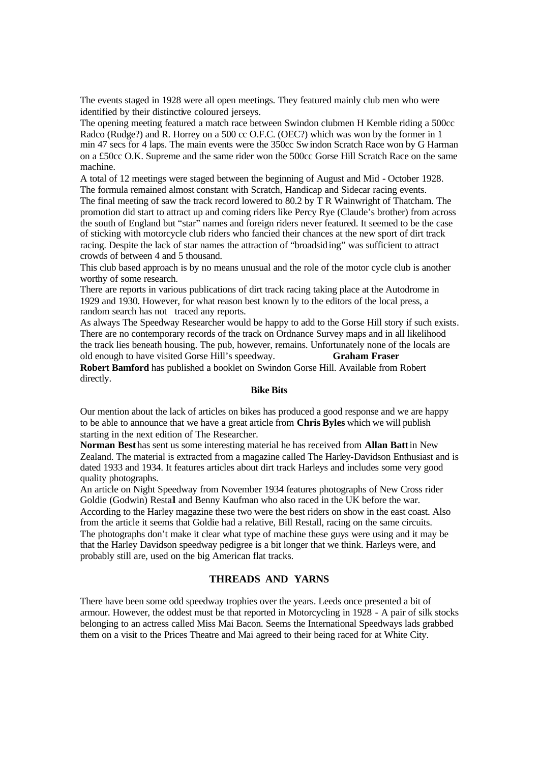The events staged in 1928 were all open meetings. They featured mainly club men who were identified by their distinctive coloured jerseys.

The opening meeting featured a match race between Swindon clubmen H Kemble riding a 500cc Radco (Rudge?) and R. Horrey on a 500 cc O.F.C. (OEC?) which was won by the former in 1 min 47 secs for 4 laps. The main events were the 350cc Swindon Scratch Race won by G Harman on a £50cc O.K. Supreme and the same rider won the 500cc Gorse Hill Scratch Race on the same machine.

A total of 12 meetings were staged between the beginning of August and Mid - October 1928. The formula remained almost constant with Scratch, Handicap and Sidecar racing events.

The final meeting of saw the track record lowered to 80.2 by T R Wainwright of Thatcham. The promotion did start to attract up and coming riders like Percy Rye (Claude's brother) from across the south of England but "star" names and foreign riders never featured. It seemed to be the case of sticking with motorcycle club riders who fancied their chances at the new sport of dirt track racing. Despite the lack of star names the attraction of "broadsiding" was sufficient to attract crowds of between 4 and 5 thousand.

This club based approach is by no means unusual and the role of the motor cycle club is another worthy of some research.

There are reports in various publications of dirt track racing taking place at the Autodrome in 1929 and 1930. However, for what reason best known ly to the editors of the local press, a random search has not traced any reports.

As always The Speedway Researcher would be happy to add to the Gorse Hill story if such exists. There are no contemporary records of the track on Ordnance Survey maps and in all likelihood the track lies beneath housing. The pub, however, remains. Unfortunately none of the locals are old enough to have visited Gorse Hill's speedway. **Graham Fraser**

**Robert Bamford** has published a booklet on Swindon Gorse Hill. Available from Robert directly.

**Bike Bits**

Our mention about the lack of articles on bikes has produced a good response and we are happy to be able to announce that we have a great article from **Chris Byles** which we will publish starting in the next edition of The Researcher.

**Norman Best** has sent us some interesting material he has received from **Allan Batt** in New Zealand. The material is extracted from a magazine called The Harley-Davidson Enthusiast and is dated 1933 and 1934. It features articles about dirt track Harleys and includes some very good quality photographs.

An article on Night Speedway from November 1934 features photographs of New Cross rider Goldie (Godwin) Restall and Benny Kaufman who also raced in the UK before the war. According to the Harley magazine these two were the best riders on show in the east coast. Also from the article it seems that Goldie had a relative, Bill Restall, racing on the same circuits. The photographs don't make it clear what type of machine these guys were using and it may be that the Harley Davidson speedway pedigree is a bit longer that we think. Harleys were, and probably still are, used on the big American flat tracks.

## THREADS AND YARNS

There have been some odd speedway trophies over the years. Leeds once presented a bit of armour. However, the oddest must be that reported in Motorcycling in 1928 - A pair of silk stocks belonging to an actress called Miss Mai Bacon. Seems the International Speedways lads grabbed them on a visit to the Prices Theatre and Mai agreed to their being raced for at White City.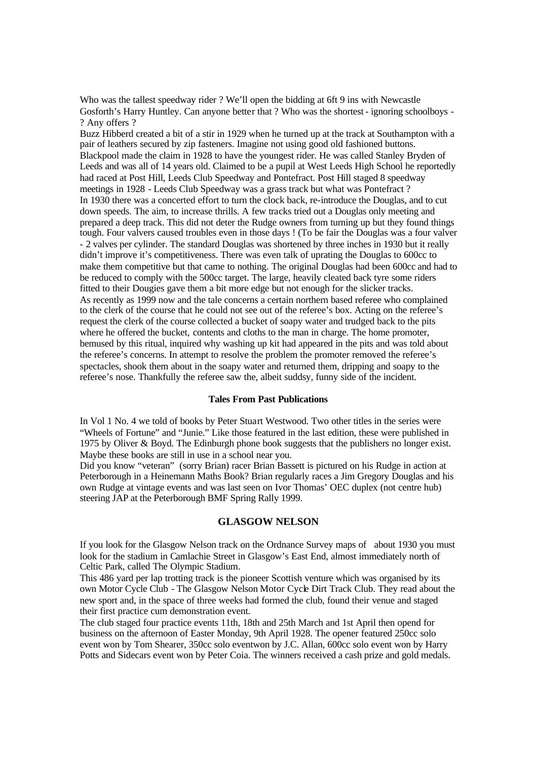Who was the tallest speedway rider ? We'll open the bidding at 6ft 9 ins with Newcastle Gosforth's Harry Huntley. Can anyone better that ? Who was the shortest - ignoring schoolboys - ? Any offers ?

Buzz Hibberd created a bit of a stir in 1929 when he turned up at the track at Southampton with a pair of leathers secured by zip fasteners. Imagine not using good old fashioned buttons.

Blackpool made the claim in 1928 to have the youngest rider. He was called Stanley Bryden of Leeds and was all of 14 years old. Claimed to be a pupil at West Leeds High School he reportedly had raced at Post Hill, Leeds Club Speedway and Pontefract. Post Hill staged 8 speedway meetings in 1928 - Leeds Club Speedway was a grass track but what was Pontefract ?

In 1930 there was a concerted effort to turn the clock back, re-introduce the Douglas, and to cut down speeds. The aim, to increase thrills. A few tracks tried out a Douglas only meeting and prepared a deep track. This did not deter the Rudge owners from turning up but they found things tough. Four valvers caused troubles even in those days ! (To be fair the Douglas was a four valver - 2 valves per cylinder. The standard Douglas was shortened by three inches in 1930 but it really didn't improve it's competitiveness. There was even talk of uprating the Douglas to 600cc to make them competitive but that came to nothing. The original Douglas had been 600cc and had to be reduced to comply with the 500cc target. The large, heavily cleated back tyre some riders fitted to their Dougies gave them a bit more edge but not enough for the slicker tracks.

As recently as 1999 now and the tale concerns a certain northern based referee who complained to the clerk of the course that he could not see out of the referee's box. Acting on the referee's request the clerk of the course collected a bucket of soapy water and trudged back to the pits where he offered the bucket, contents and cloths to the man in charge. The home promoter, bemused by this ritual, inquired why washing up kit had appeared in the pits and was told about the referee's concerns. In attempt to resolve the problem the promoter removed the referee's spectacles, shook them about in the soapy water and returned them, dripping and soapy to the referee's nose. Thankfully the referee saw the, albeit suddsy, funny side of the incident.

**Tales From Past Publications**

In Vol 1 No. 4 we told of books by Peter Stuart Westwood. Two other titles in the series were "Wheels of Fortune" and "Junie." Like those featured in the last edition, these were published in 1975 by Oliver & Boyd. The Edinburgh phone book suggests that the publishers no longer exist. Maybe these books are still in use in a school near you.

Did you know "veteran" (sorry Brian) racer Brian Bassett is pictured on his Rudge in action at Peterborough in a Heinemann Maths Book? Brian regularly races a Jim Gregory Douglas and his own Rudge at vintage events and was last seen on Ivor Thomas' OEC duplex (not centre hub) steering JAP at the Peterborough BMF Spring Rally 1999.

## GLASGOW NELSON

If you look for the Glasgow Nelson track on the Ordnance Survey maps of about 1930 you must look for the stadium in Camlachie Street in Glasgow's East End, almost immediately north of Celtic Park, called The Olympic Stadium.

This 486 yard per lap trotting track is the pioneer Scottish venture which was organised by its own Motor Cycle Club - The Glasgow Nelson Motor Cycle Dirt Track Club. They read about the new sport and, in the space of three weeks had formed the club, found their venue and staged their first practice cum demonstration event.

The club staged four practice events 11th, 18th and 25th March and 1st April then opend for business on the afternoon of Easter Monday, 9th April 1928. The opener featured 250cc solo event won by Tom Shearer, 350cc solo eventwon by J.C. Allan, 600cc solo event won by Harry Potts and Sidecars event won by Peter Coia. The winners received a cash prize and gold medals.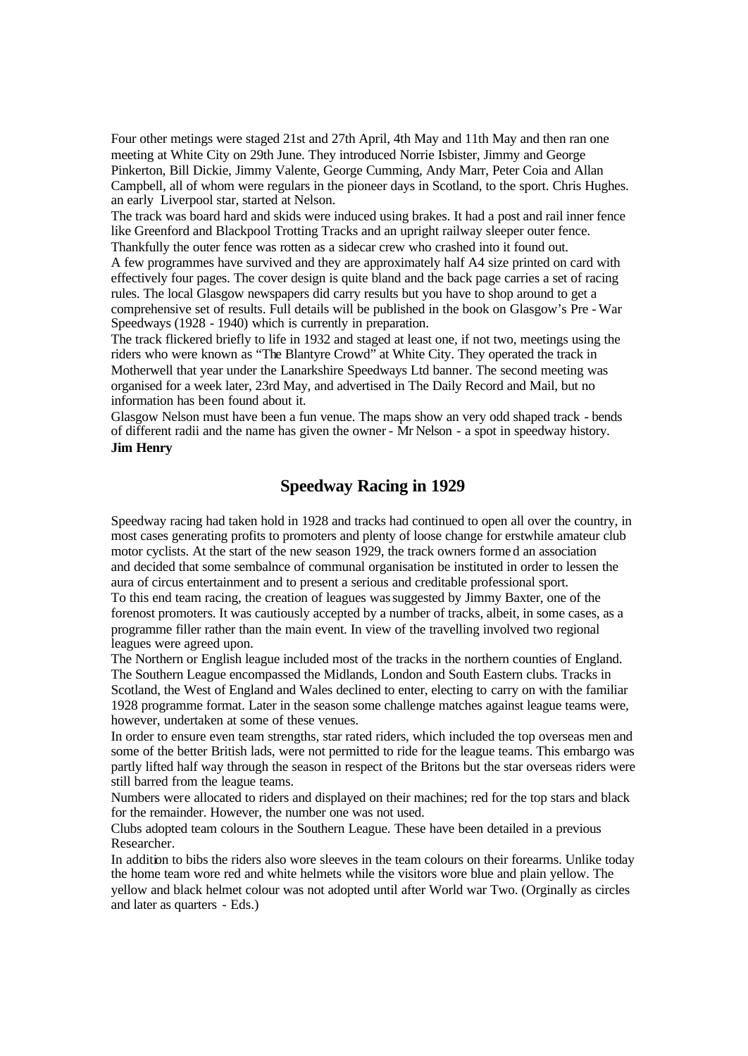Four other metings were staged 21st and 27th April, 4th May and 11th May and then ran one meeting at White City on 29th June. They introduced Norrie Isbister, Jimmy and George Pinkerton, Bill Dickie, Jimmy Valente, George Cumming, Andy Marr, Peter Coia and Allan Campbell, all of whom were regulars in the pioneer days in Scotland, to the sport. Chris Hughes. an early Liverpool star, started at Nelson.

The track was board hard and skids were induced using brakes. It had a post and rail inner fence like Greenford and Blackpool Trotting Tracks and an upright railway sleeper outer fence. Thankfully the outer fence was rotten as a sidecar crew who crashed into it found out.

A few programmes have survived and they are approximately half A4 size printed on card with effectively four pages. The cover design is quite bland and the back page carries a set of racing rules. The local Glasgow newspapers did carry results but you have to shop around to get a comprehensive set of results. Full details will be published in the book on Glasgow's Pre - War Speedways (1928 - 1940) which is currently in preparation.

The track flickered briefly to life in 1932 and staged at least one, if not two, meetings using the riders who were known as "The Blantyre Crowd" at White City. They operated the track in Motherwell that year under the Lanarkshire Speedways Ltd banner. The second meeting was organised for a week later, 23rd May, and advertised in The Daily Record and Mail, but no information has been found about it.

Glasgow Nelson must have been a fun venue. The maps show an very odd shaped track - bends of different radii and the name has given the owner - Mr Nelson - a spot in speedway history.

**Jim Henry**

## Speedway Racing in 1929

Speedway racing had taken hold in 1928 and tracks had continued to open all over the country, in most cases generating profits to promoters and plenty of loose change for erstwhile amateur club motor cyclists. At the start of the new season 1929, the track owners formed an association and decided that some sembalnce of communal organisation be instituted in order to lessen the aura of circus entertainment and to present a serious and creditable professional sport.

To this end team racing, the creation of leagues was suggested by Jimmy Baxter, one of the forenost promoters. It was cautiously accepted by a number of tracks, albeit, in some cases, as a programme filler rather than the main event. In view of the travelling involved two regional leagues were agreed upon.

The Northern or English league included most of the tracks in the northern counties of England. The Southern League encompassed the Midlands, London and South Eastern clubs. Tracks in Scotland, the West of England and Wales declined to enter, electing to carry on with the familiar 1928 programme format. Later in the season some challenge matches against league teams were, however, undertaken at some of these venues.

In order to ensure even team strengths, star rated riders, which included the top overseas men and some of the better British lads, were not permitted to ride for the league teams. This embargo was partly lifted half way through the season in respect of the Britons but the star overseas riders were still barred from the league teams.

Numbers were allocated to riders and displayed on their machines; red for the top stars and black for the remainder. However, the number one was not used.

Clubs adopted team colours in the Southern League. These have been detailed in a previous Researcher.

In addition to bibs the riders also wore sleeves in the team colours on their forearms. Unlike today the home team wore red and white helmets while the visitors wore blue and plain yellow. The yellow and black helmet colour was not adopted until after World war Two. (Orginally as circles and later as quarters - Eds.)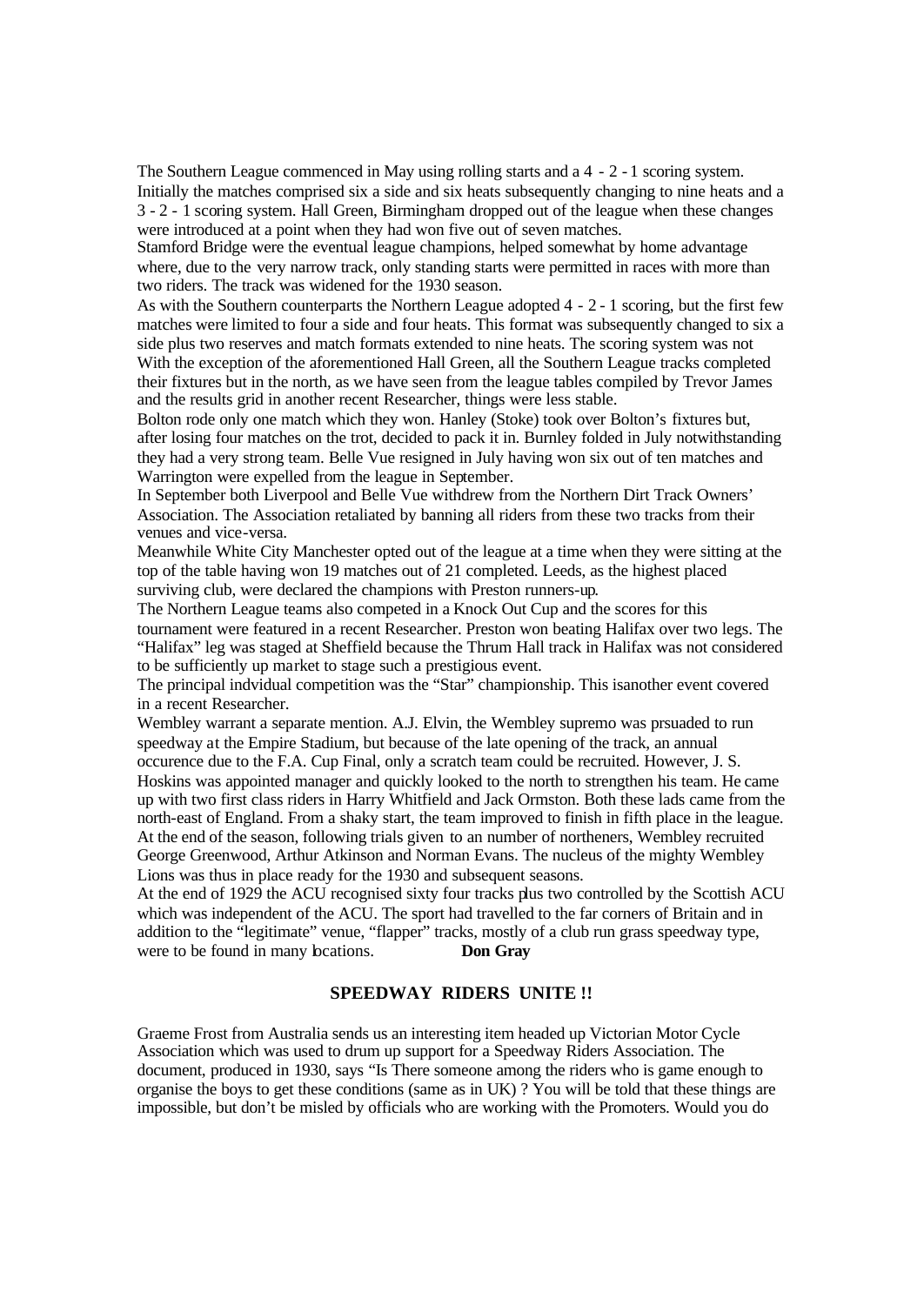The Southern League commenced in May using rolling starts and a 4 - 2 - 1 scoring system. Initially the matches comprised six a side and six heats subsequently changing to nine heats and a 3 - 2 - 1 scoring system. Hall Green, Birmingham dropped out of the league when these changes were introduced at a point when they had won five out of seven matches.

Stamford Bridge were the eventual league champions, helped somewhat by home advantage where, due to the very narrow track, only standing starts were permitted in races with more than two riders. The track was widened for the 1930 season.

As with the Southern counterparts the Northern League adopted 4 - 2 - 1 scoring, but the first few matches were limited to four a side and four heats. This format was subsequently changed to six a side plus two reserves and match formats extended to nine heats. The scoring system was not

With the exception of the aforementioned Hall Green, all the Southern League tracks completed their fixtures but in the north, as we have seen from the league tables compiled by Trevor James and the results grid in another recent Researcher, things were less stable.

Bolton rode only one match which they won. Hanley (Stoke) took over Bolton's fixtures but, after losing four matches on the trot, decided to pack it in. Burnley folded in July notwithstanding they had a very strong team. Belle Vue resigned in July having won six out of ten matches and Warrington were expelled from the league in September.

In September both Liverpool and Belle Vue withdrew from the Northern Dirt Track Owners' Association. The Association retaliated by banning all riders from these two tracks from their venues and vice-versa.

Meanwhile White City Manchester opted out of the league at a time when they were sitting at the top of the table having won 19 matches out of 21 completed. Leeds, as the highest placed surviving club, were declared the champions with Preston runners-up.

The Northern League teams also competed in a Knock Out Cup and the scores for this tournament were featured in a recent Researcher. Preston won beating Halifax over two legs. The "Halifax" leg was staged at Sheffield because the Thrum Hall track in Halifax was not considered to be sufficiently up market to stage such a prestigious event.

The principal indvidual competition was the "Star" championship. This isanother event covered in a recent Researcher.

Wembley warrant a separate mention. A.J. Elvin, the Wembley supremo was prsuaded to run speedway at the Empire Stadium, but because of the late opening of the track, an annual occurence due to the F.A. Cup Final, only a scratch team could be recruited. However, J. S. Hoskins was appointed manager and quickly looked to the north to strengthen his team. He came up with two first class riders in Harry Whitfield and Jack Ormston. Both these lads came from the north-east of England. From a shaky start, the team improved to finish in fifth place in the league. At the end of the season, following trials given to an number of northeners, Wembley recruited George Greenwood, Arthur Atkinson and Norman Evans. The nucleus of the mighty Wembley Lions was thus in place ready for the 1930 and subsequent seasons.

At the end of 1929 the ACU recognised sixty four tracks plus two controlled by the Scottish ACU which was independent of the ACU. The sport had travelled to the far corners of Britain and in addition to the "legitimate" venue, "flapper" tracks, mostly of a club run grass speedway type, were to be found in many locations. **Don Gray**

## SPEEDWAY RIDERS UNITE !!

Graeme Frost from Australia sends us an interesting item headed up Victorian Motor Cycle Association which was used to drum up support for a Speedway Riders Association. The document, produced in 1930, says "Is There someone among the riders who is game enough to organise the boys to get these conditions (same as in UK) ? You will be told that these things are impossible, but don't be misled by officials who are working with the Promoters. Would you do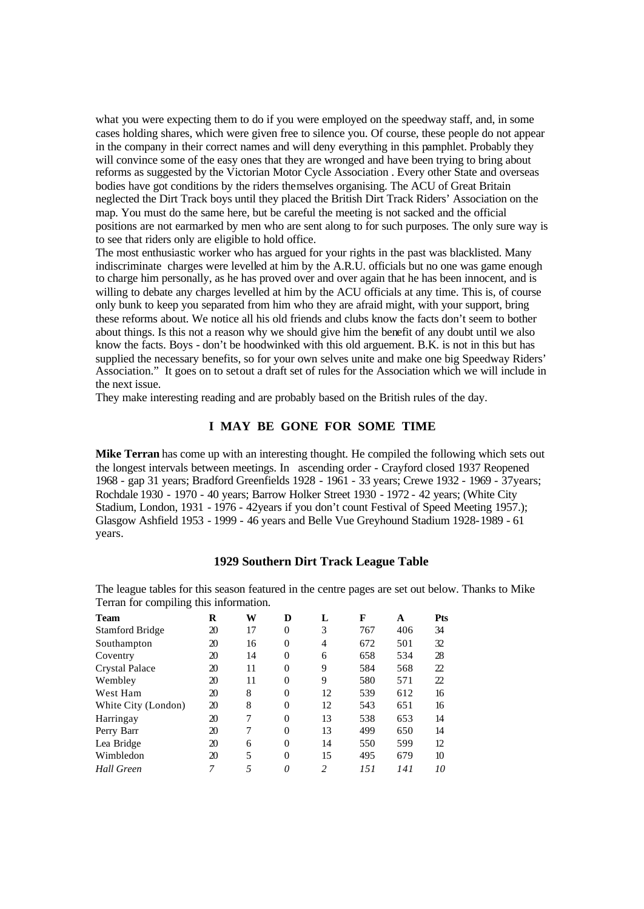what you were expecting them to do if you were employed on the speedway staff, and, in some cases holding shares, which were given free to silence you. Of course, these people do not appear in the company in their correct names and will deny everything in this pamphlet. Probably they will convince some of the easy ones that they are wronged and have been trying to bring about reforms as suggested by the Victorian Motor Cycle Association . Every other State and overseas bodies have got conditions by the riders themselves organising. The ACU of Great Britain neglected the Dirt Track boys until they placed the British Dirt Track Riders' Association on the map. You must do the same here, but be careful the meeting is not sacked and the official positions are not earmarked by men who are sent along to for such purposes. The only sure way is to see that riders only are eligible to hold office.

The most enthusiastic worker who has argued for your rights in the past was blacklisted. Many indiscriminate charges were levelled at him by the A.R.U. officials but no one was game enough to charge him personally, as he has proved over and over again that he has been innocent, and is willing to debate any charges levelled at him by the ACU officials at any time. This is, of course only bunk to keep you separated from him who they are afraid might, with your support, bring these reforms about. We notice all his old friends and clubs know the facts don't seem to bother about things. Is this not a reason why we should give him the benefit of any doubt until we also know the facts. Boys - don't be hoodwinked with this old arguement. B.K. is not in this but has supplied the necessary benefits, so for your own selves unite and make one big Speedway Riders' Association." It goes on to setout a draft set of rules for the Association which we will include in the next issue.

They make interesting reading and are probably based on the British rules of the day.

## I MAY BE GONE FOR SOME TIME

**Mike Terran** has come up with an interesting thought. He compiled the following which sets out the longest intervals between meetings. In ascending order - Crayford closed 1937 Reopened 1968 - gap 31 years; Bradford Greenfields 1928 - 1961 - 33 years; Crewe 1932 - 1969 - 37years; Rochdale 1930 - 1970 - 40 years; Barrow Holker Street 1930 - 1972 - 42 years; (White City Stadium, London, 1931 - 1976 - 42years if you don't count Festival of Speed Meeting 1957.); Glasgow Ashfield 1953 - 1999 - 46 years and Belle Vue Greyhound Stadium 1928-1989 - 61 years.

## 1929 Southern Dirt Track League Table

The league tables for this season featured in the centre pages are set out below. Thanks to Mike Terran for compiling this information.

| Team | R | W | D | L | F | A | Pts |
|---|---|---|---|---|---|---|---|
| Stamford Bridge | 20 | 17 | 0 | 3 | 767 | 406 | 34 |
| Southampton | 20 | 16 | 0 | 4 | 672 | 501 | 32 |
| Coventry | 20 | 14 | 0 | 6 | 658 | 534 | 28 |
| Crystal Palace | 20 | 11 | 0 | 9 | 584 | 568 | 22 |
| Wembley | 20 | 11 | 0 | 9 | 580 | 571 | 22 |
| West Ham | 20 | 8 | 0 | 12 | 539 | 612 | 16 |
| White City (London) | 20 | 8 | 0 | 12 | 543 | 651 | 16 |
| Harringay | 20 | 7 | 0 | 13 | 538 | 653 | 14 |
| Perry Barr | 20 | 7 | 0 | 13 | 499 | 650 | 14 |
| Lea Bridge | 20 | 6 | 0 | 14 | 550 | 599 | 12 |
| Wimbledon | 20 | 5 | 0 | 15 | 495 | 679 | 10 |
| *Hall Green* | *7* | *5* | *0* | *2* | *151* | *141* | *10* |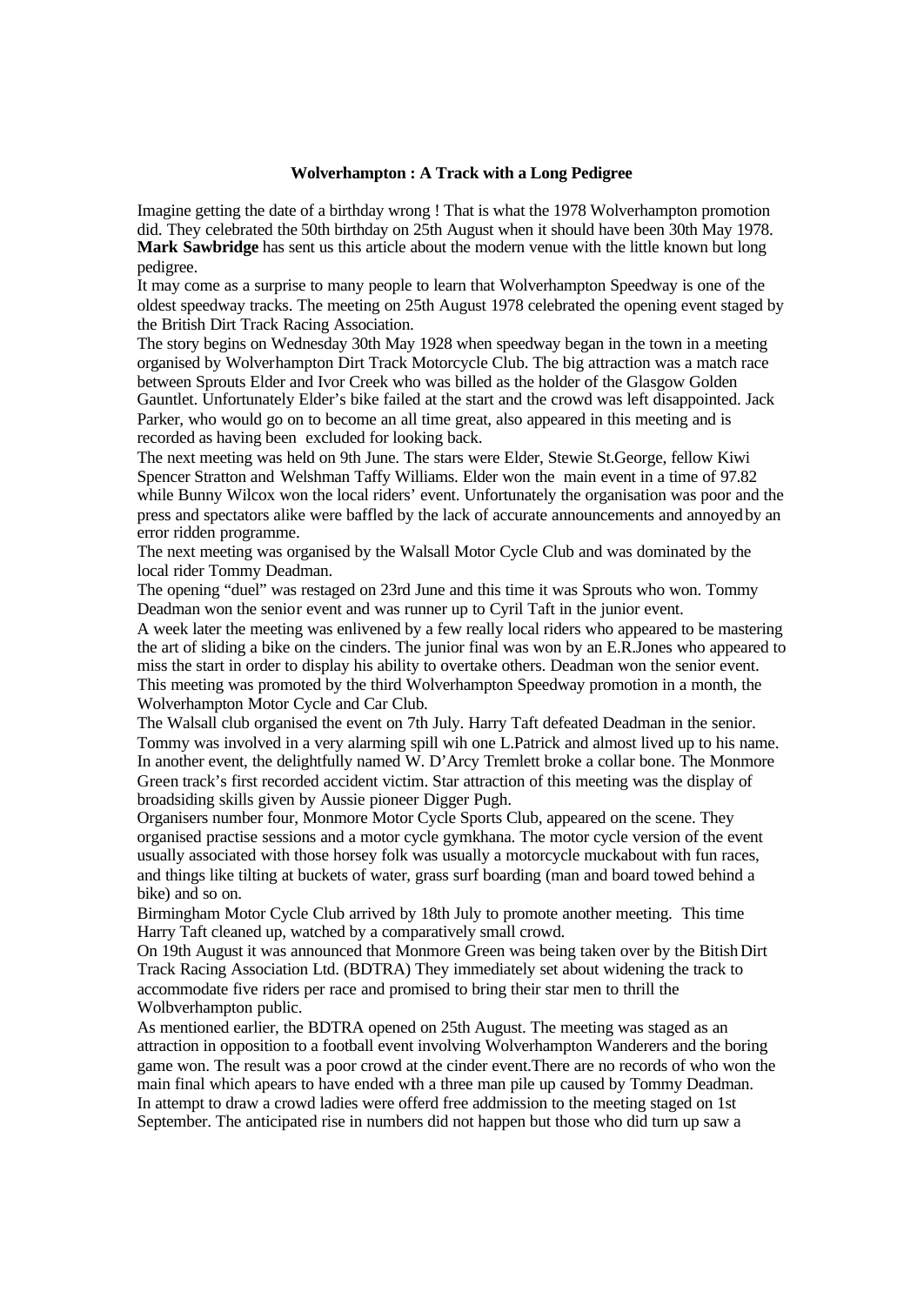**Wolverhampton : A Track with a Long Pedigree**

Imagine getting the date of a birthday wrong ! That is what the 1978 Wolverhampton promotion did. They celebrated the 50th birthday on 25th August when it should have been 30th May 1978. **Mark Sawbridge** has sent us this article about the modern venue with the little known but long pedigree.

It may come as a surprise to many people to learn that Wolverhampton Speedway is one of the oldest speedway tracks. The meeting on 25th August 1978 celebrated the opening event staged by the British Dirt Track Racing Association.

The story begins on Wednesday 30th May 1928 when speedway began in the town in a meeting organised by Wolverhampton Dirt Track Motorcycle Club. The big attraction was a match race between Sprouts Elder and Ivor Creek who was billed as the holder of the Glasgow Golden Gauntlet. Unfortunately Elder's bike failed at the start and the crowd was left disappointed. Jack Parker, who would go on to become an all time great, also appeared in this meeting and is recorded as having been excluded for looking back.

The next meeting was held on 9th June. The stars were Elder, Stewie St.George, fellow Kiwi Spencer Stratton and Welshman Taffy Williams. Elder won the main event in a time of 97.82 while Bunny Wilcox won the local riders' event. Unfortunately the organisation was poor and the press and spectators alike were baffled by the lack of accurate announcements and annoyed by an error ridden programme.

The next meeting was organised by the Walsall Motor Cycle Club and was dominated by the local rider Tommy Deadman.

The opening "duel" was restaged on 23rd June and this time it was Sprouts who won. Tommy Deadman won the senior event and was runner up to Cyril Taft in the junior event.

A week later the meeting was enlivened by a few really local riders who appeared to be mastering the art of sliding a bike on the cinders. The junior final was won by an E.R.Jones who appeared to miss the start in order to display his ability to overtake others. Deadman won the senior event. This meeting was promoted by the third Wolverhampton Speedway promotion in a month, the Wolverhampton Motor Cycle and Car Club.

The Walsall club organised the event on 7th July. Harry Taft defeated Deadman in the senior. Tommy was involved in a very alarming spill wih one L.Patrick and almost lived up to his name. In another event, the delightfully named W. D'Arcy Tremlett broke a collar bone. The Monmore Green track's first recorded accident victim. Star attraction of this meeting was the display of broadsiding skills given by Aussie pioneer Digger Pugh.

Organisers number four, Monmore Motor Cycle Sports Club, appeared on the scene. They organised practise sessions and a motor cycle gymkhana. The motor cycle version of the event usually associated with those horsey folk was usually a motorcycle muckabout with fun races, and things like tilting at buckets of water, grass surf boarding (man and board towed behind a bike) and so on.

Birmingham Motor Cycle Club arrived by 18th July to promote another meeting. This time Harry Taft cleaned up, watched by a comparatively small crowd.

On 19th August it was announced that Monmore Green was being taken over by the Bitish Dirt Track Racing Association Ltd. (BDTRA) They immediately set about widening the track to accommodate five riders per race and promised to bring their star men to thrill the Wolbverhampton public.

As mentioned earlier, the BDTRA opened on 25th August. The meeting was staged as an attraction in opposition to a football event involving Wolverhampton Wanderers and the boring game won. The result was a poor crowd at the cinder event.There are no records of who won the main final which apears to have ended wth a three man pile up caused by Tommy Deadman.

In attempt to draw a crowd ladies were offerd free addmission to the meeting staged on 1st September. The anticipated rise in numbers did not happen but those who did turn up saw a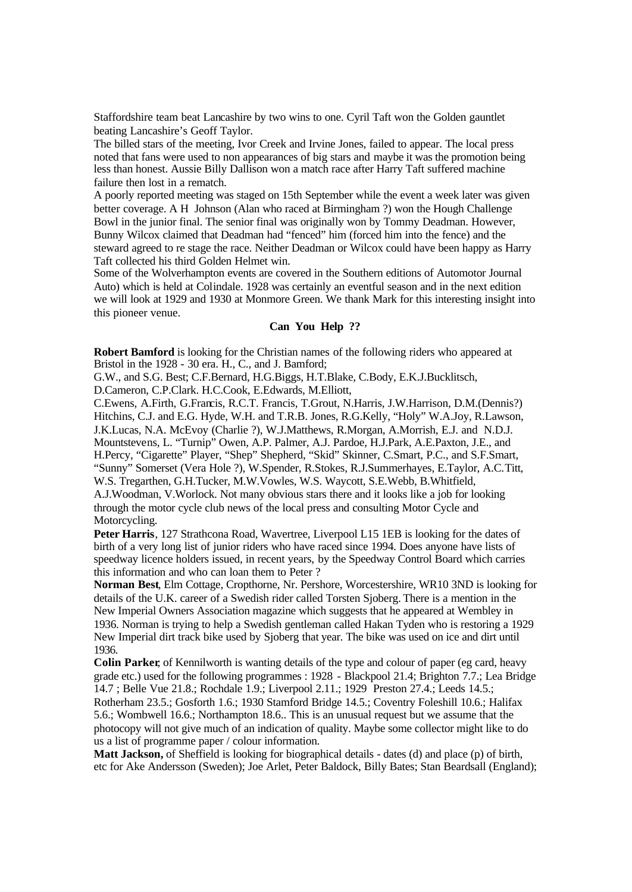Staffordshire team beat Lancashire by two wins to one. Cyril Taft won the Golden gauntlet beating Lancashire's Geoff Taylor.

The billed stars of the meeting, Ivor Creek and Irvine Jones, failed to appear. The local press noted that fans were used to non appearances of big stars and maybe it was the promotion being less than honest. Aussie Billy Dallison won a match race after Harry Taft suffered machine failure then lost in a rematch.

A poorly reported meeting was staged on 15th September while the event a week later was given better coverage. A H Johnson (Alan who raced at Birmingham ?) won the Hough Challenge Bowl in the junior final. The senior final was originally won by Tommy Deadman. However, Bunny Wilcox claimed that Deadman had "fenced" him (forced him into the fence) and the steward agreed to re stage the race. Neither Deadman or Wilcox could have been happy as Harry Taft collected his third Golden Helmet win.

Some of the Wolverhampton events are covered in the Southern editions of Automotor Journal Auto) which is held at Colindale. 1928 was certainly an eventful season and in the next edition we will look at 1929 and 1930 at Monmore Green. We thank Mark for this interesting insight into this pioneer venue.

**Can You Help ??**

**Robert Bamford** is looking for the Christian names of the following riders who appeared at Bristol in the 1928 - 30 era. H., C., and J. Bamford;
G.W., and S.G. Best; C.F.Bernard, H.G.Biggs, H.T.Blake, C.Body, E.K.J.Bucklitsch, D.Cameron, C.P.Clark. H.C.Cook, E.Edwards, M.Elliott,
C.Ewens, A.Firth, G.Francis, R.C.T. Francis, T.Grout, N.Harris, J.W.Harrison, D.M.(Dennis?) Hitchins, C.J. and E.G. Hyde, W.H. and T.R.B. Jones, R.G.Kelly, "Holy" W.A.Joy, R.Lawson, J.K.Lucas, N.A. McEvoy (Charlie ?), W.J.Matthews, R.Morgan, A.Morrish, E.J. and N.D.J. Mountstevens, L. "Turnip" Owen, A.P. Palmer, A.J. Pardoe, H.J.Park, A.E.Paxton, J.E., and H.Percy, "Cigarette" Player, "Shep" Shepherd, "Skid" Skinner, C.Smart, P.C., and S.F.Smart, "Sunny" Somerset (Vera Hole ?), W.Spender, R.Stokes, R.J.Summerhayes, E.Taylor, A.C.Titt, W.S. Tregarthen, G.H.Tucker, M.W.Vowles, W.S. Waycott, S.E.Webb, B.Whitfield, A.J.Woodman, V.Worlock. Not many obvious stars there and it looks like a job for looking through the motor cycle club news of the local press and consulting Motor Cycle and Motorcycling.

**Peter Harris**, 127 Strathcona Road, Wavertree, Liverpool L15 1EB is looking for the dates of birth of a very long list of junior riders who have raced since 1994. Does anyone have lists of speedway licence holders issued, in recent years, by the Speedway Control Board which carries this information and who can loan them to Peter ?

**Norman Best**, Elm Cottage, Cropthorne, Nr. Pershore, Worcestershire, WR10 3ND is looking for details of the U.K. career of a Swedish rider called Torsten Sjoberg. There is a mention in the New Imperial Owners Association magazine which suggests that he appeared at Wembley in 1936. Norman is trying to help a Swedish gentleman called Hakan Tyden who is restoring a 1929 New Imperial dirt track bike used by Sjoberg that year. The bike was used on ice and dirt until 1936.

**Colin Parker**, of Kennilworth is wanting details of the type and colour of paper (eg card, heavy grade etc.) used for the following programmes : 1928 - Blackpool 21.4; Brighton 7.7.; Lea Bridge 14.7 ; Belle Vue 21.8.; Rochdale 1.9.; Liverpool 2.11.; 1929 Preston 27.4.; Leeds 14.5.; Rotherham 23.5.; Gosforth 1.6.; 1930 Stamford Bridge 14.5.; Coventry Foleshill 10.6.; Halifax 5.6.; Wombwell 16.6.; Northampton 18.6.. This is an unusual request but we assume that the photocopy will not give much of an indication of quality. Maybe some collector might like to do us a list of programme paper / colour information.

**Matt Jackson,** of Sheffield is looking for biographical details - dates (d) and place (p) of birth, etc for Ake Andersson (Sweden); Joe Arlet, Peter Baldock, Billy Bates; Stan Beardsall (England);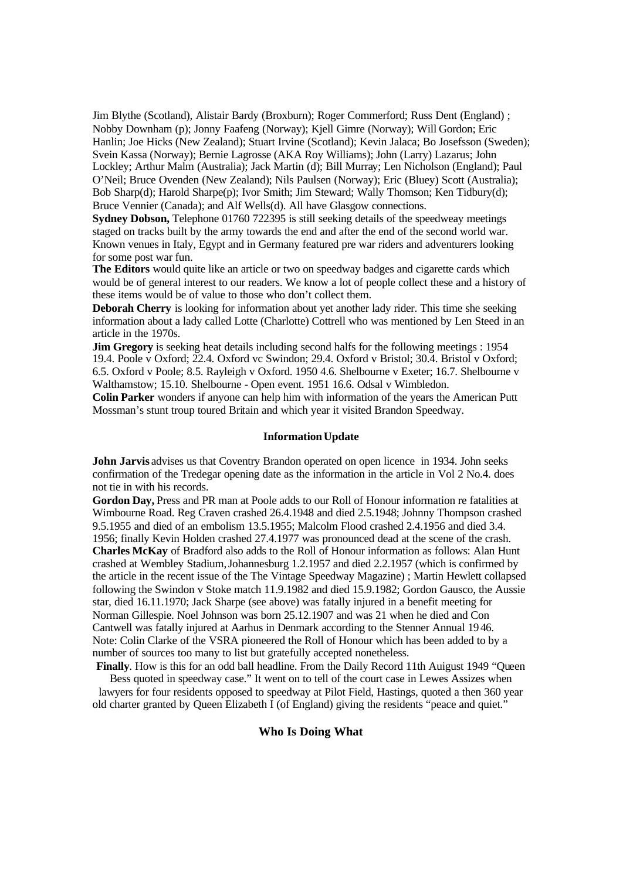Jim Blythe (Scotland), Alistair Bardy (Broxburn); Roger Commerford; Russ Dent (England) ; Nobby Downham (p); Jonny Faafeng (Norway); Kjell Gimre (Norway); Will Gordon; Eric Hanlin; Joe Hicks (New Zealand); Stuart Irvine (Scotland); Kevin Jalaca; Bo Josefsson (Sweden); Svein Kassa (Norway); Bernie Lagrosse (AKA Roy Williams); John (Larry) Lazarus; John Lockley; Arthur Malm (Australia); Jack Martin (d); Bill Murray; Len Nicholson (England); Paul O'Neil; Bruce Ovenden (New Zealand); Nils Paulsen (Norway); Eric (Bluey) Scott (Australia); Bob Sharp(d); Harold Sharpe(p); Ivor Smith; Jim Steward; Wally Thomson; Ken Tidbury(d); Bruce Vennier (Canada); and Alf Wells(d). All have Glasgow connections.

**Sydney Dobson,** Telephone 01760 722395 is still seeking details of the speedweay meetings staged on tracks built by the army towards the end and after the end of the second world war. Known venues in Italy, Egypt and in Germany featured pre war riders and adventurers looking for some post war fun.

**The Editors** would quite like an article or two on speedway badges and cigarette cards which would be of general interest to our readers. We know a lot of people collect these and a history of these items would be of value to those who don't collect them.

**Deborah Cherry** is looking for information about yet another lady rider. This time she seeking information about a lady called Lotte (Charlotte) Cottrell who was mentioned by Len Steed in an article in the 1970s.

**Jim Gregory** is seeking heat details including second halfs for the following meetings : 1954 19.4. Poole v Oxford; 22.4. Oxford vc Swindon; 29.4. Oxford v Bristol; 30.4. Bristol v Oxford; 6.5. Oxford v Poole; 8.5. Rayleigh v Oxford. 1950 4.6. Shelbourne v Exeter; 16.7. Shelbourne v Walthamstow; 15.10. Shelbourne - Open event. 1951 16.6. Odsal v Wimbledon.

**Colin Parker** wonders if anyone can help him with information of the years the American Putt Mossman's stunt troup toured Britain and which year it visited Brandon Speedway.

### Information Update

**John Jarvis** advises us that Coventry Brandon operated on open licence in 1934. John seeks confirmation of the Tredegar opening date as the information in the article in Vol 2 No.4. does not tie in with his records.

**Gordon Day,** Press and PR man at Poole adds to our Roll of Honour information re fatalities at Wimbourne Road. Reg Craven crashed 26.4.1948 and died 2.5.1948; Johnny Thompson crashed 9.5.1955 and died of an embolism 13.5.1955; Malcolm Flood crashed 2.4.1956 and died 3.4. 1956; finally Kevin Holden crashed 27.4.1977 was pronounced dead at the scene of the crash.

**Charles McKay** of Bradford also adds to the Roll of Honour information as follows: Alan Hunt crashed at Wembley Stadium, Johannesburg 1.2.1957 and died 2.2.1957 (which is confirmed by the article in the recent issue of the The Vintage Speedway Magazine) ; Martin Hewlett collapsed following the Swindon v Stoke match 11.9.1982 and died 15.9.1982; Gordon Gausco, the Aussie star, died 16.11.1970; Jack Sharpe (see above) was fatally injured in a benefit meeting for Norman Gillespie. Noel Johnson was born 25.12.1907 and was 21 when he died and Con Cantwell was fatally injured at Aarhus in Denmark according to the Stenner Annual 1946.

Note: Colin Clarke of the VSRA pioneered the Roll of Honour which has been added to by a number of sources too many to list but gratefully accepted nonetheless.

**Finally**. How is this for an odd ball headline. From the Daily Record 11th Auigust 1949 "Queen Bess quoted in speedway case." It went on to tell of the court case in Lewes Assizes when lawyers for four residents opposed to speedway at Pilot Field, Hastings, quoted a then 360 year old charter granted by Queen Elizabeth I (of England) giving the residents "peace and quiet."

### Who Is Doing What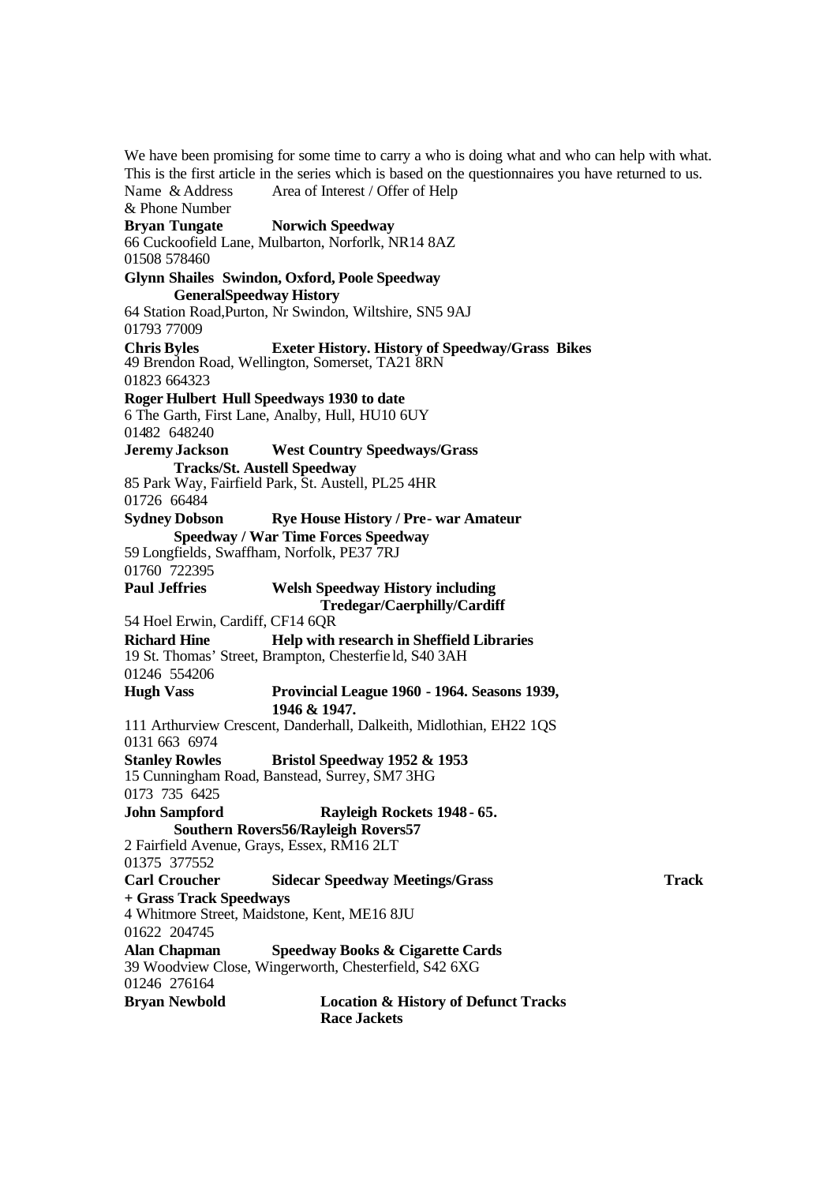We have been promising for some time to carry a who is doing what and who can help with what. This is the first article in the series which is based on the questionnaires you have returned to us.

Name & Address & Phone Number — Area of Interest / Offer of Help

**Bryan Tungate** — **Norwich Speedway**
66 Cuckoofield Lane, Mulbarton, Norforlk, NR14 8AZ
01508 578460

**Glynn Shailes** — **Swindon, Oxford, Poole Speedway GeneralSpeedway History**
64 Station Road,Purton, Nr Swindon, Wiltshire, SN5 9AJ
01793 77009

**Chris Byles** — **Exeter History. History of Speedway/Grass Bikes**
49 Brendon Road, Wellington, Somerset, TA21 8RN
01823 664323

**Roger Hulbert** — **Hull Speedways 1930 to date**
6 The Garth, First Lane, Analby, Hull, HU10 6UY
01482 648240

**Jeremy Jackson** — **West Country Speedways/Grass Tracks/St. Austell Speedway**
85 Park Way, Fairfield Park, St. Austell, PL25 4HR
01726 66484

**Sydney Dobson** — **Rye House History / Pre-war Amateur Speedway / War Time Forces Speedway**
59 Longfields, Swaffham, Norfolk, PE37 7RJ
01760 722395

**Paul Jeffries** — **Welsh Speedway History including Tredegar/Caerphilly/Cardiff**
54 Hoel Erwin, Cardiff, CF14 6QR

**Richard Hine** — **Help with research in Sheffield Libraries**
19 St. Thomas' Street, Brampton, Chesterfield, S40 3AH
01246 554206

**Hugh Vass** — **Provincial League 1960 - 1964. Seasons 1939, 1946 & 1947.**
111 Arthurview Crescent, Danderhall, Dalkeith, Midlothian, EH22 1QS
0131 663 6974

**Stanley Rowles** — **Bristol Speedway 1952 & 1953**
15 Cunningham Road, Banstead, Surrey, SM7 3HG
0173 735 6425

**John Sampford** — **Rayleigh Rockets 1948 - 65. Southern Rovers56/Rayleigh Rovers57**
2 Fairfield Avenue, Grays, Essex, RM16 2LT
01375 377552

**Carl Croucher** — **Sidecar Speedway Meetings/Grass Track + Grass Track Speedways**
4 Whitmore Street, Maidstone, Kent, ME16 8JU
01622 204745

**Alan Chapman** — **Speedway Books & Cigarette Cards**
39 Woodview Close, Wingerworth, Chesterfield, S42 6XG
01246 276164

**Bryan Newbold** — **Location & History of Defunct Tracks Race Jackets**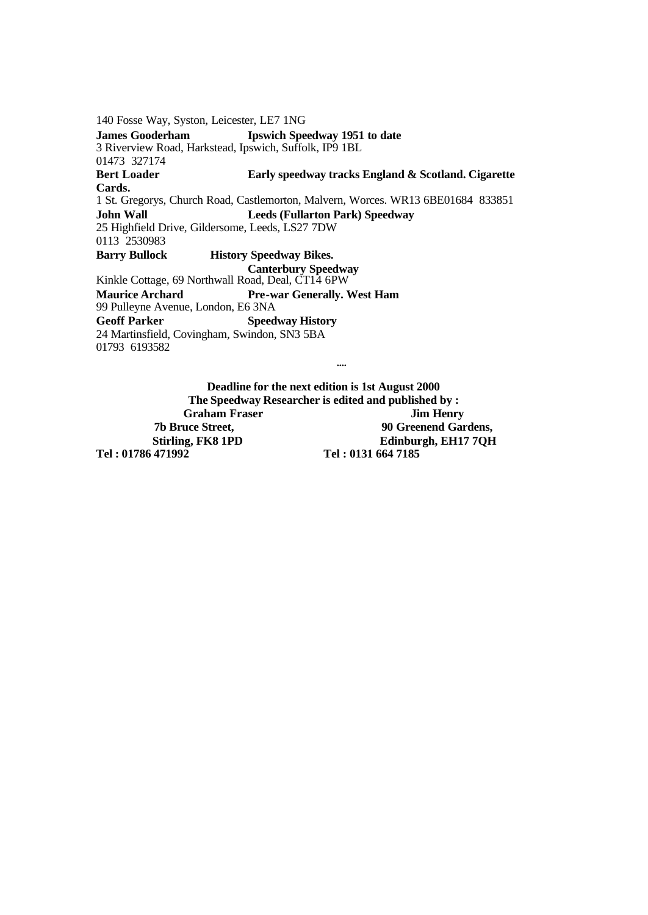140 Fosse Way, Syston, Leicester, LE7 1NG

**James Gooderham** **Ipswich Speedway 1951 to date**
3 Riverview Road, Harkstead, Ipswich, Suffolk, IP9 1BL
01473 327174

**Bert Loader** **Early speedway tracks England & Scotland. Cigarette Cards.**
1 St. Gregorys, Church Road, Castlemorton, Malvern, Worces. WR13 6BE01684 833851

**John Wall** **Leeds (Fullarton Park) Speedway**
25 Highfield Drive, Gildersome, Leeds, LS27 7DW
0113 2530983

**Barry Bullock** **History Speedway Bikes.**
**Canterbury Speedway**
Kinkle Cottage, 69 Northwall Road, Deal, CT14 6PW

**Maurice Archard** **Pre-war Generally. West Ham**
99 Pulleyne Avenue, London, E6 3NA

**Geoff Parker** **Speedway History**
24 Martinsfield, Covingham, Swindon, SN3 5BA
01793 6193582

....

**Deadline for the next edition is 1st August 2000**

**The Speedway Researcher is edited and published by :**

**Graham Fraser**
**7b Bruce Street,**
**Stirling, FK8 1PD**
**Tel : 01786 471992**

**Jim Henry**
**90 Greenend Gardens,**
**Edinburgh, EH17 7QH**
**Tel : 0131 664 7185**